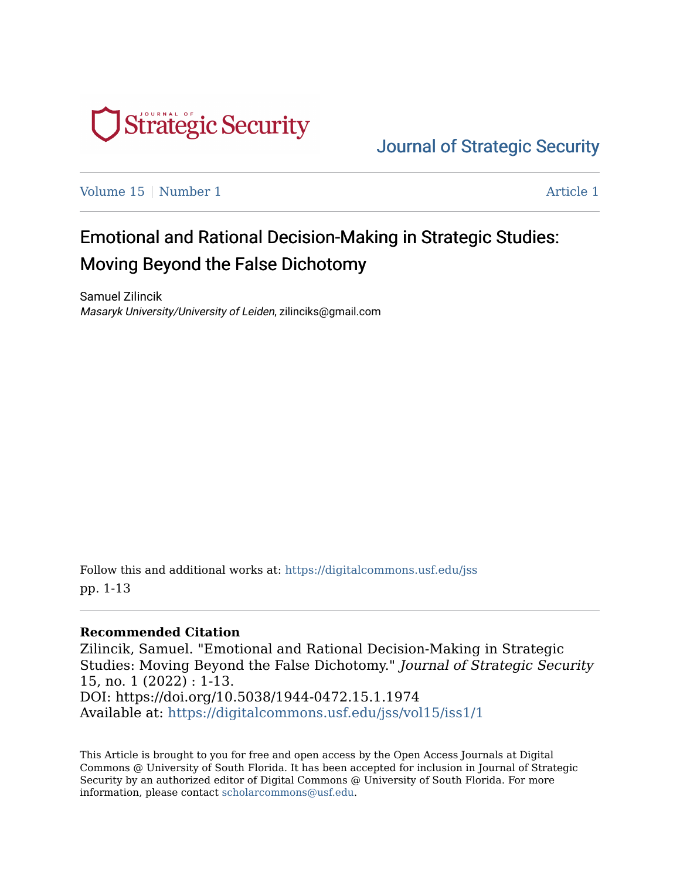Journal of Strategic Security

Volume 15 | Number 1 | Article 1

# Emotional and Rational Decision-Making in Strategic Studies: Moving Beyond the False Dichotomy

Samuel Zilincik
*Masaryk University/University of Leiden*, zilinciks@gmail.com

Follow this and additional works at: https://digitalcommons.usf.edu/jss
pp. 1-13

**Recommended Citation**
Zilincik, Samuel. "Emotional and Rational Decision-Making in Strategic Studies: Moving Beyond the False Dichotomy." *Journal of Strategic Security* 15, no. 1 (2022) : 1-13.
DOI: https://doi.org/10.5038/1944-0472.15.1.1974
Available at: https://digitalcommons.usf.edu/jss/vol15/iss1/1

This Article is brought to you for free and open access by the Open Access Journals at Digital Commons @ University of South Florida. It has been accepted for inclusion in Journal of Strategic Security by an authorized editor of Digital Commons @ University of South Florida. For more information, please contact scholarcommons@usf.edu.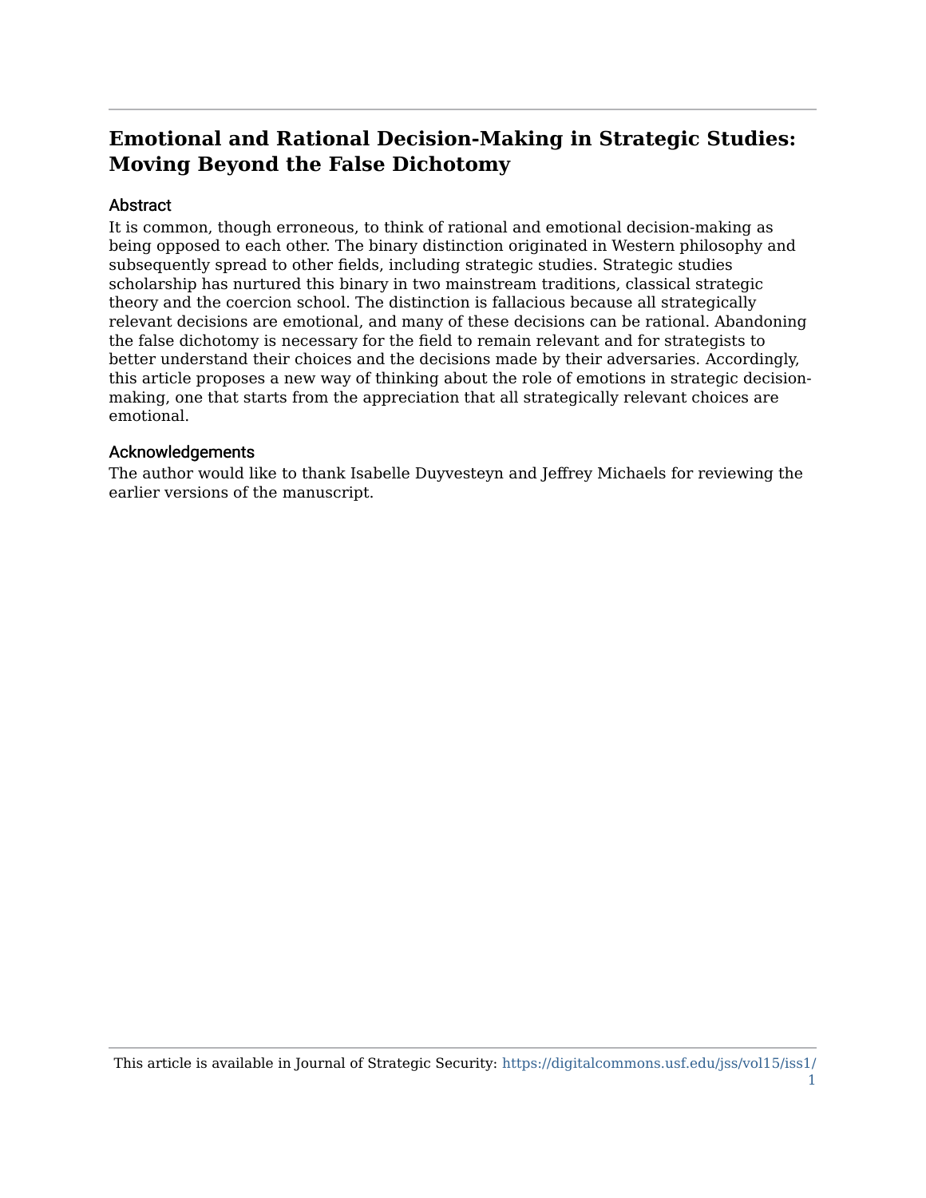# Emotional and Rational Decision-Making in Strategic Studies: Moving Beyond the False Dichotomy

## Abstract

It is common, though erroneous, to think of rational and emotional decision-making as being opposed to each other. The binary distinction originated in Western philosophy and subsequently spread to other fields, including strategic studies. Strategic studies scholarship has nurtured this binary in two mainstream traditions, classical strategic theory and the coercion school. The distinction is fallacious because all strategically relevant decisions are emotional, and many of these decisions can be rational. Abandoning the false dichotomy is necessary for the field to remain relevant and for strategists to better understand their choices and the decisions made by their adversaries. Accordingly, this article proposes a new way of thinking about the role of emotions in strategic decision-making, one that starts from the appreciation that all strategically relevant choices are emotional.

## Acknowledgements

The author would like to thank Isabelle Duyvesteyn and Jeffrey Michaels for reviewing the earlier versions of the manuscript.

This article is available in Journal of Strategic Security: https://digitalcommons.usf.edu/jss/vol15/iss1/1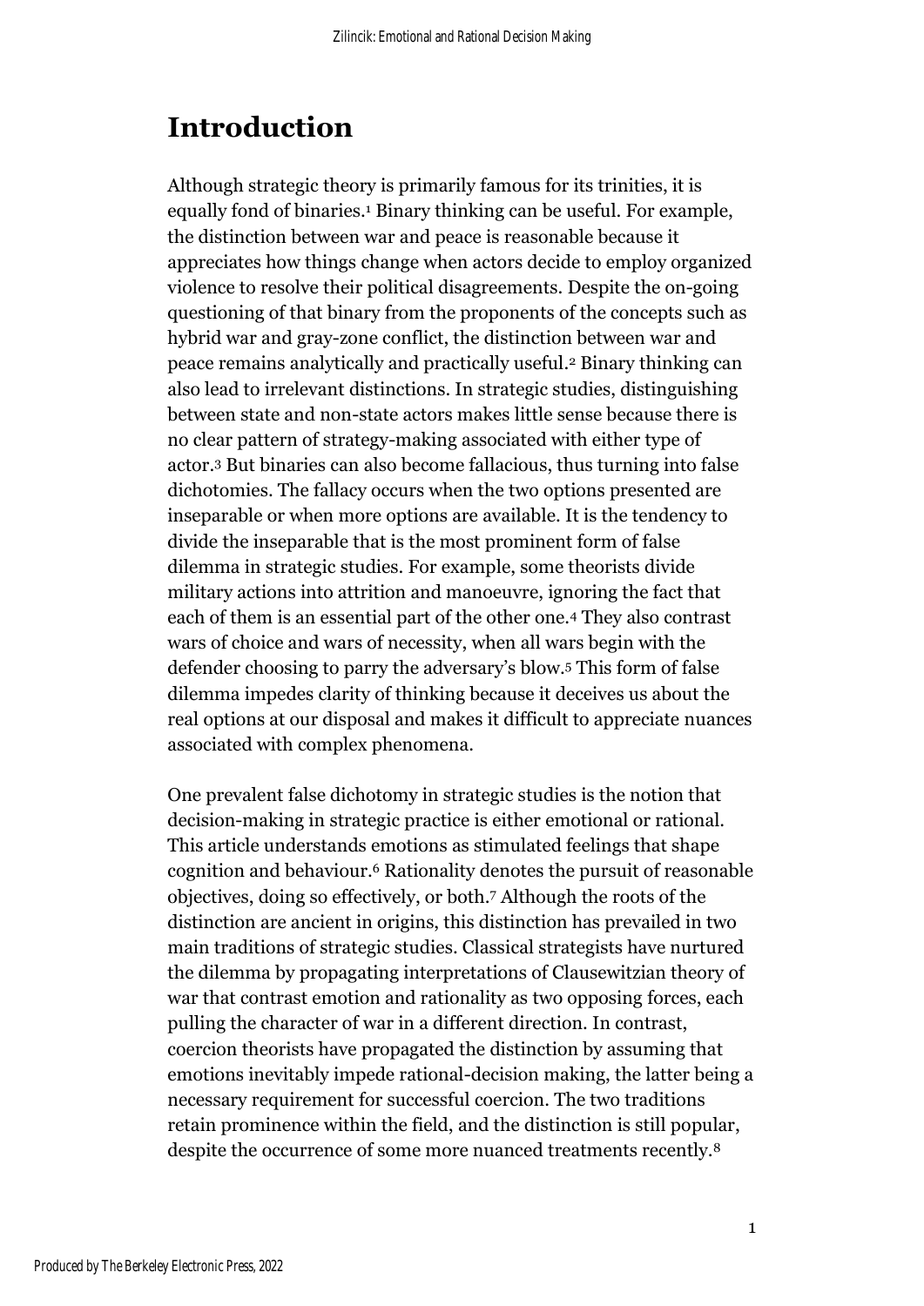# Introduction

Although strategic theory is primarily famous for its trinities, it is equally fond of binaries.[1] Binary thinking can be useful. For example, the distinction between war and peace is reasonable because it appreciates how things change when actors decide to employ organized violence to resolve their political disagreements. Despite the on-going questioning of that binary from the proponents of the concepts such as hybrid war and gray-zone conflict, the distinction between war and peace remains analytically and practically useful.[2] Binary thinking can also lead to irrelevant distinctions. In strategic studies, distinguishing between state and non-state actors makes little sense because there is no clear pattern of strategy-making associated with either type of actor.[3] But binaries can also become fallacious, thus turning into false dichotomies. The fallacy occurs when the two options presented are inseparable or when more options are available. It is the tendency to divide the inseparable that is the most prominent form of false dilemma in strategic studies. For example, some theorists divide military actions into attrition and manoeuvre, ignoring the fact that each of them is an essential part of the other one.[4] They also contrast wars of choice and wars of necessity, when all wars begin with the defender choosing to parry the adversary's blow.[5] This form of false dilemma impedes clarity of thinking because it deceives us about the real options at our disposal and makes it difficult to appreciate nuances associated with complex phenomena.

One prevalent false dichotomy in strategic studies is the notion that decision-making in strategic practice is either emotional or rational. This article understands emotions as stimulated feelings that shape cognition and behaviour.[6] Rationality denotes the pursuit of reasonable objectives, doing so effectively, or both.[7] Although the roots of the distinction are ancient in origins, this distinction has prevailed in two main traditions of strategic studies. Classical strategists have nurtured the dilemma by propagating interpretations of Clausewitzian theory of war that contrast emotion and rationality as two opposing forces, each pulling the character of war in a different direction. In contrast, coercion theorists have propagated the distinction by assuming that emotions inevitably impede rational-decision making, the latter being a necessary requirement for successful coercion. The two traditions retain prominence within the field, and the distinction is still popular, despite the occurrence of some more nuanced treatments recently.[8]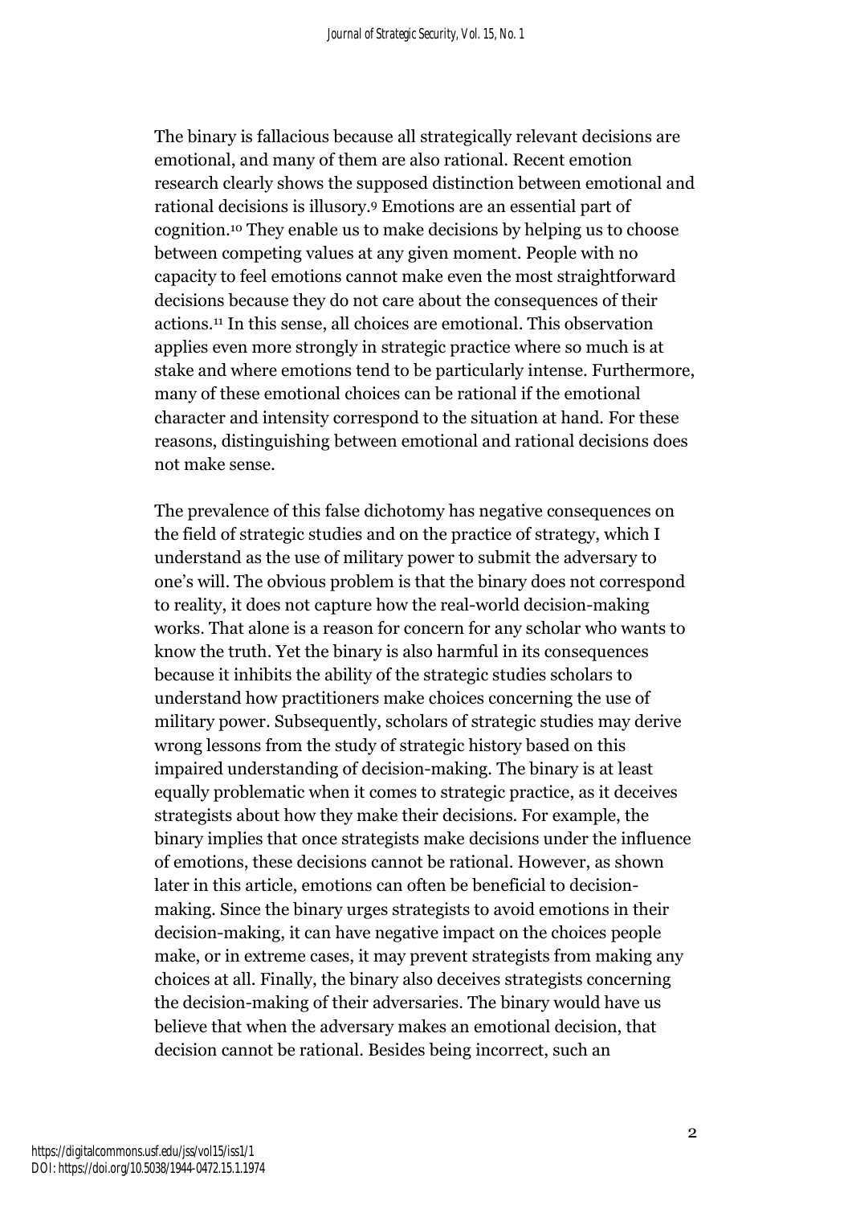The binary is fallacious because all strategically relevant decisions are emotional, and many of them are also rational. Recent emotion research clearly shows the supposed distinction between emotional and rational decisions is illusory.[9] Emotions are an essential part of cognition.[10] They enable us to make decisions by helping us to choose between competing values at any given moment. People with no capacity to feel emotions cannot make even the most straightforward decisions because they do not care about the consequences of their actions.[11] In this sense, all choices are emotional. This observation applies even more strongly in strategic practice where so much is at stake and where emotions tend to be particularly intense. Furthermore, many of these emotional choices can be rational if the emotional character and intensity correspond to the situation at hand. For these reasons, distinguishing between emotional and rational decisions does not make sense.

The prevalence of this false dichotomy has negative consequences on the field of strategic studies and on the practice of strategy, which I understand as the use of military power to submit the adversary to one's will. The obvious problem is that the binary does not correspond to reality, it does not capture how the real-world decision-making works. That alone is a reason for concern for any scholar who wants to know the truth. Yet the binary is also harmful in its consequences because it inhibits the ability of the strategic studies scholars to understand how practitioners make choices concerning the use of military power. Subsequently, scholars of strategic studies may derive wrong lessons from the study of strategic history based on this impaired understanding of decision-making. The binary is at least equally problematic when it comes to strategic practice, as it deceives strategists about how they make their decisions. For example, the binary implies that once strategists make decisions under the influence of emotions, these decisions cannot be rational. However, as shown later in this article, emotions can often be beneficial to decision-making. Since the binary urges strategists to avoid emotions in their decision-making, it can have negative impact on the choices people make, or in extreme cases, it may prevent strategists from making any choices at all. Finally, the binary also deceives strategists concerning the decision-making of their adversaries. The binary would have us believe that when the adversary makes an emotional decision, that decision cannot be rational. Besides being incorrect, such an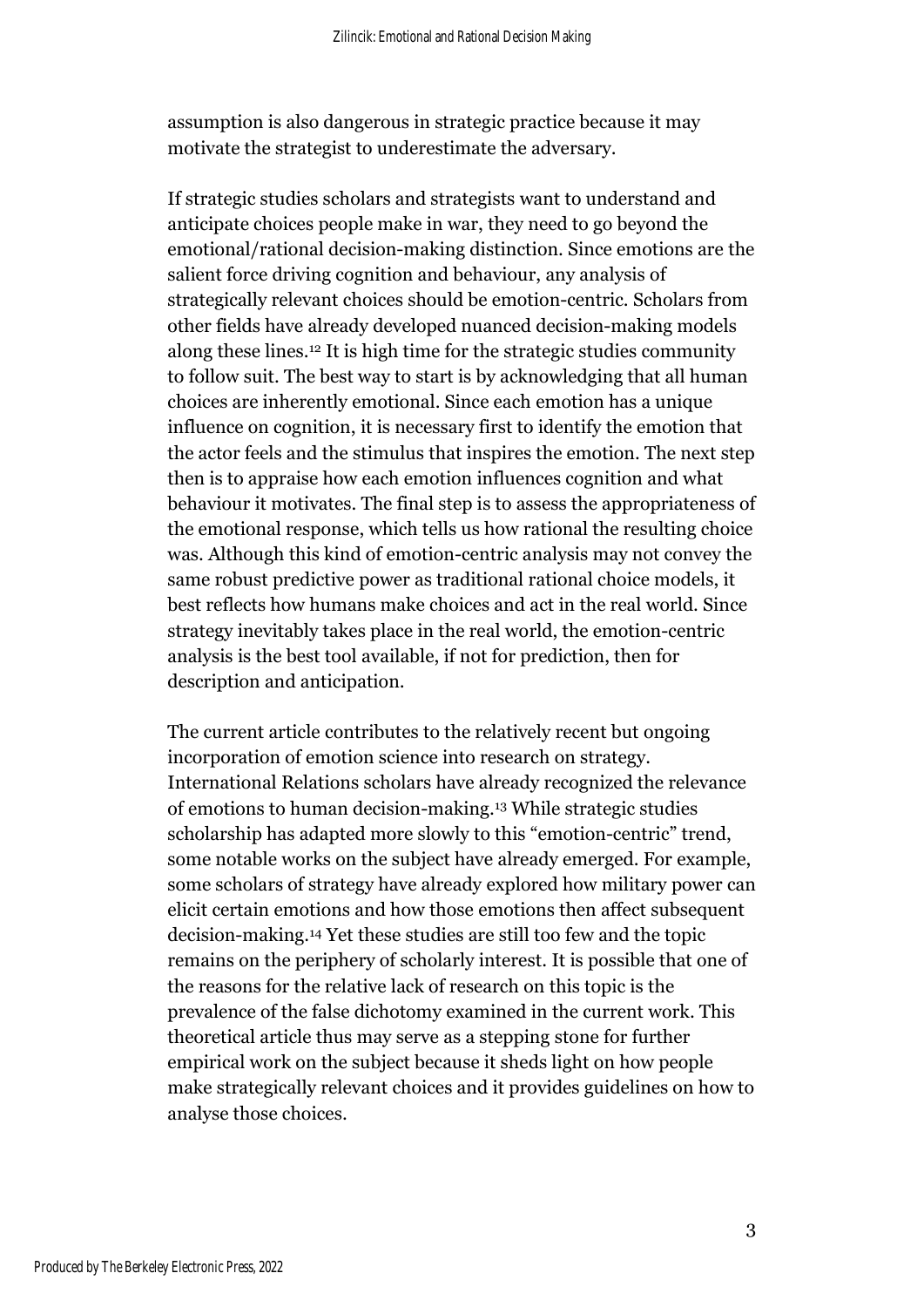assumption is also dangerous in strategic practice because it may motivate the strategist to underestimate the adversary.

If strategic studies scholars and strategists want to understand and anticipate choices people make in war, they need to go beyond the emotional/rational decision-making distinction. Since emotions are the salient force driving cognition and behaviour, any analysis of strategically relevant choices should be emotion-centric. Scholars from other fields have already developed nuanced decision-making models along these lines.[12] It is high time for the strategic studies community to follow suit. The best way to start is by acknowledging that all human choices are inherently emotional. Since each emotion has a unique influence on cognition, it is necessary first to identify the emotion that the actor feels and the stimulus that inspires the emotion. The next step then is to appraise how each emotion influences cognition and what behaviour it motivates. The final step is to assess the appropriateness of the emotional response, which tells us how rational the resulting choice was. Although this kind of emotion-centric analysis may not convey the same robust predictive power as traditional rational choice models, it best reflects how humans make choices and act in the real world. Since strategy inevitably takes place in the real world, the emotion-centric analysis is the best tool available, if not for prediction, then for description and anticipation.

The current article contributes to the relatively recent but ongoing incorporation of emotion science into research on strategy. International Relations scholars have already recognized the relevance of emotions to human decision-making.[13] While strategic studies scholarship has adapted more slowly to this "emotion-centric" trend, some notable works on the subject have already emerged. For example, some scholars of strategy have already explored how military power can elicit certain emotions and how those emotions then affect subsequent decision-making.[14] Yet these studies are still too few and the topic remains on the periphery of scholarly interest. It is possible that one of the reasons for the relative lack of research on this topic is the prevalence of the false dichotomy examined in the current work. This theoretical article thus may serve as a stepping stone for further empirical work on the subject because it sheds light on how people make strategically relevant choices and it provides guidelines on how to analyse those choices.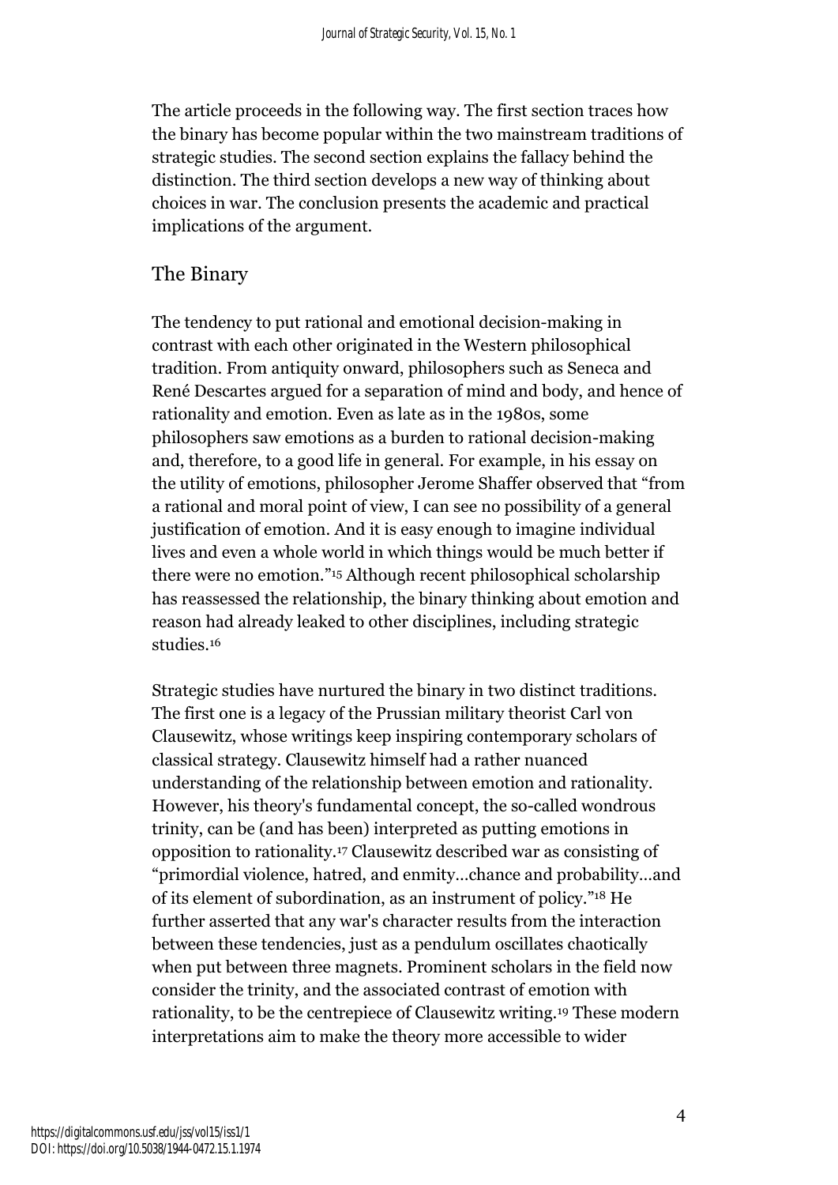The article proceeds in the following way. The first section traces how the binary has become popular within the two mainstream traditions of strategic studies. The second section explains the fallacy behind the distinction. The third section develops a new way of thinking about choices in war. The conclusion presents the academic and practical implications of the argument.

## The Binary

The tendency to put rational and emotional decision-making in contrast with each other originated in the Western philosophical tradition. From antiquity onward, philosophers such as Seneca and René Descartes argued for a separation of mind and body, and hence of rationality and emotion. Even as late as in the 1980s, some philosophers saw emotions as a burden to rational decision-making and, therefore, to a good life in general. For example, in his essay on the utility of emotions, philosopher Jerome Shaffer observed that "from a rational and moral point of view, I can see no possibility of a general justification of emotion. And it is easy enough to imagine individual lives and even a whole world in which things would be much better if there were no emotion."[15] Although recent philosophical scholarship has reassessed the relationship, the binary thinking about emotion and reason had already leaked to other disciplines, including strategic studies.[16]

Strategic studies have nurtured the binary in two distinct traditions. The first one is a legacy of the Prussian military theorist Carl von Clausewitz, whose writings keep inspiring contemporary scholars of classical strategy. Clausewitz himself had a rather nuanced understanding of the relationship between emotion and rationality. However, his theory's fundamental concept, the so-called wondrous trinity, can be (and has been) interpreted as putting emotions in opposition to rationality.[17] Clausewitz described war as consisting of "primordial violence, hatred, and enmity…chance and probability…and of its element of subordination, as an instrument of policy."[18] He further asserted that any war's character results from the interaction between these tendencies, just as a pendulum oscillates chaotically when put between three magnets. Prominent scholars in the field now consider the trinity, and the associated contrast of emotion with rationality, to be the centrepiece of Clausewitz writing.[19] These modern interpretations aim to make the theory more accessible to wider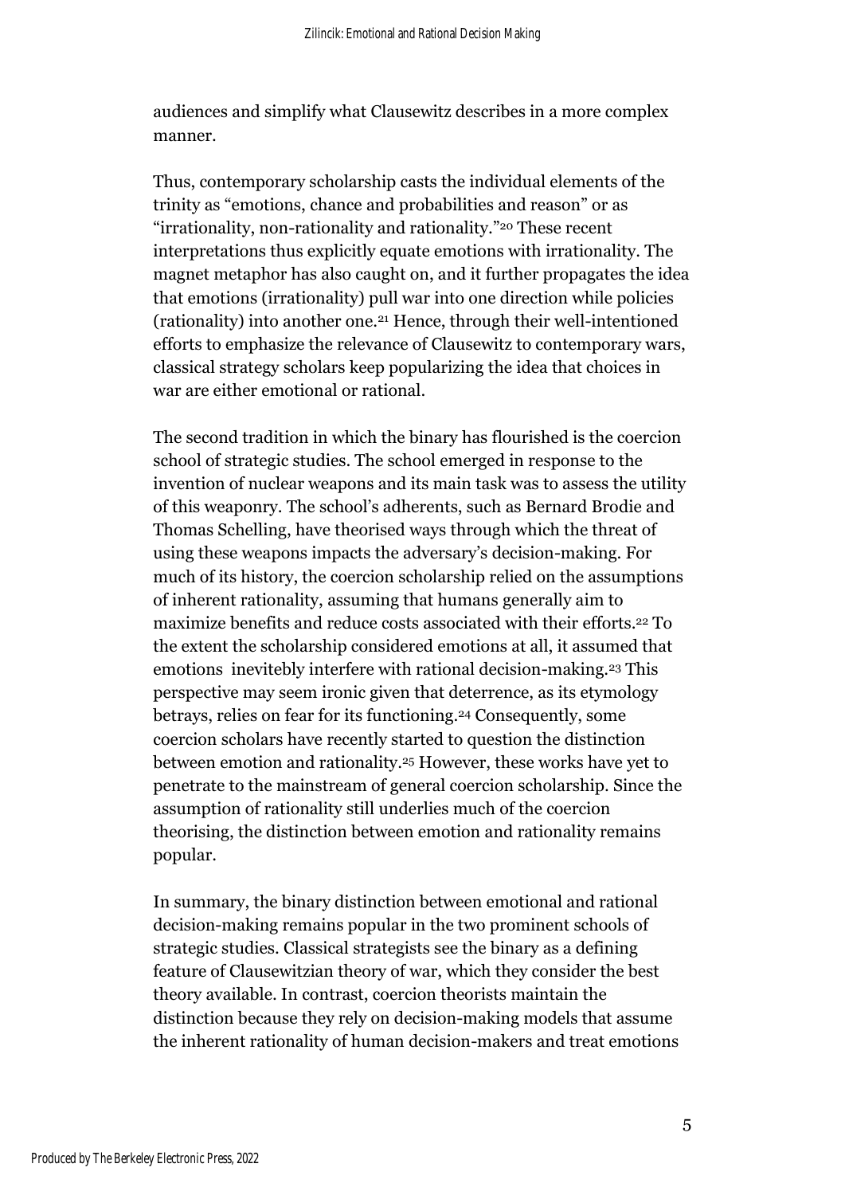audiences and simplify what Clausewitz describes in a more complex manner.

Thus, contemporary scholarship casts the individual elements of the trinity as "emotions, chance and probabilities and reason" or as "irrationality, non-rationality and rationality."[20] These recent interpretations thus explicitly equate emotions with irrationality. The magnet metaphor has also caught on, and it further propagates the idea that emotions (irrationality) pull war into one direction while policies (rationality) into another one.[21] Hence, through their well-intentioned efforts to emphasize the relevance of Clausewitz to contemporary wars, classical strategy scholars keep popularizing the idea that choices in war are either emotional or rational.

The second tradition in which the binary has flourished is the coercion school of strategic studies. The school emerged in response to the invention of nuclear weapons and its main task was to assess the utility of this weaponry. The school's adherents, such as Bernard Brodie and Thomas Schelling, have theorised ways through which the threat of using these weapons impacts the adversary's decision-making. For much of its history, the coercion scholarship relied on the assumptions of inherent rationality, assuming that humans generally aim to maximize benefits and reduce costs associated with their efforts.[22] To the extent the scholarship considered emotions at all, it assumed that emotions inevitebly interfere with rational decision-making.[23] This perspective may seem ironic given that deterrence, as its etymology betrays, relies on fear for its functioning.[24] Consequently, some coercion scholars have recently started to question the distinction between emotion and rationality.[25] However, these works have yet to penetrate to the mainstream of general coercion scholarship. Since the assumption of rationality still underlies much of the coercion theorising, the distinction between emotion and rationality remains popular.

In summary, the binary distinction between emotional and rational decision-making remains popular in the two prominent schools of strategic studies. Classical strategists see the binary as a defining feature of Clausewitzian theory of war, which they consider the best theory available. In contrast, coercion theorists maintain the distinction because they rely on decision-making models that assume the inherent rationality of human decision-makers and treat emotions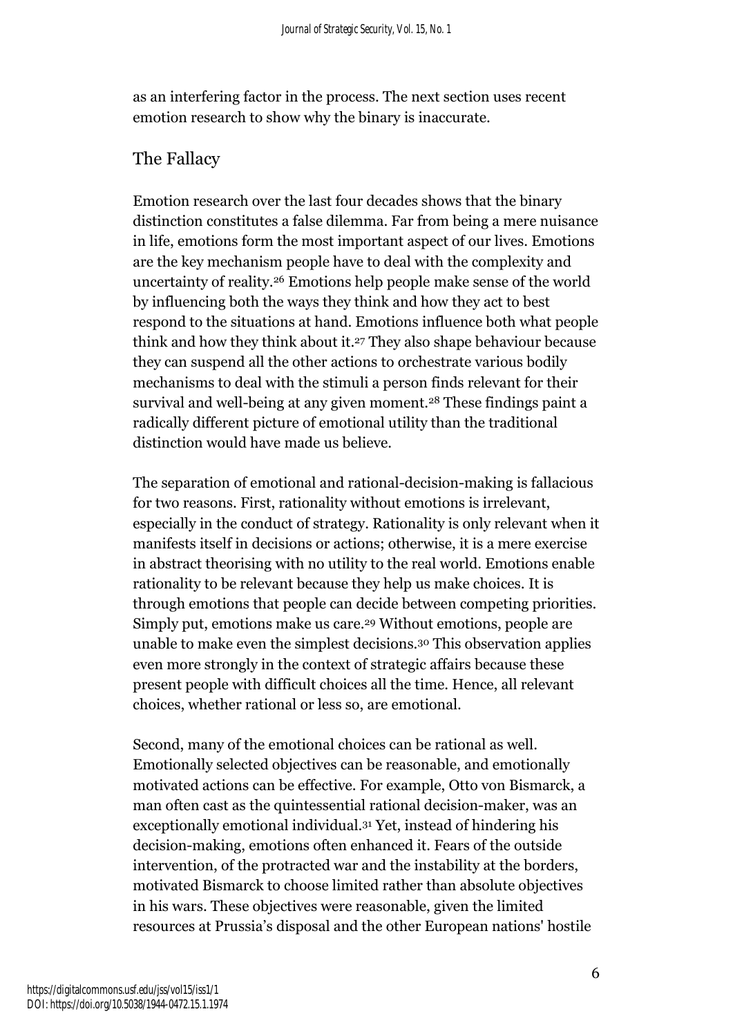as an interfering factor in the process. The next section uses recent emotion research to show why the binary is inaccurate.

## The Fallacy

Emotion research over the last four decades shows that the binary distinction constitutes a false dilemma. Far from being a mere nuisance in life, emotions form the most important aspect of our lives. Emotions are the key mechanism people have to deal with the complexity and uncertainty of reality.[26] Emotions help people make sense of the world by influencing both the ways they think and how they act to best respond to the situations at hand. Emotions influence both what people think and how they think about it.[27] They also shape behaviour because they can suspend all the other actions to orchestrate various bodily mechanisms to deal with the stimuli a person finds relevant for their survival and well-being at any given moment.[28] These findings paint a radically different picture of emotional utility than the traditional distinction would have made us believe.

The separation of emotional and rational-decision-making is fallacious for two reasons. First, rationality without emotions is irrelevant, especially in the conduct of strategy. Rationality is only relevant when it manifests itself in decisions or actions; otherwise, it is a mere exercise in abstract theorising with no utility to the real world. Emotions enable rationality to be relevant because they help us make choices. It is through emotions that people can decide between competing priorities. Simply put, emotions make us care.[29] Without emotions, people are unable to make even the simplest decisions.[30] This observation applies even more strongly in the context of strategic affairs because these present people with difficult choices all the time. Hence, all relevant choices, whether rational or less so, are emotional.

Second, many of the emotional choices can be rational as well. Emotionally selected objectives can be reasonable, and emotionally motivated actions can be effective. For example, Otto von Bismarck, a man often cast as the quintessential rational decision-maker, was an exceptionally emotional individual.[31] Yet, instead of hindering his decision-making, emotions often enhanced it. Fears of the outside intervention, of the protracted war and the instability at the borders, motivated Bismarck to choose limited rather than absolute objectives in his wars. These objectives were reasonable, given the limited resources at Prussia's disposal and the other European nations' hostile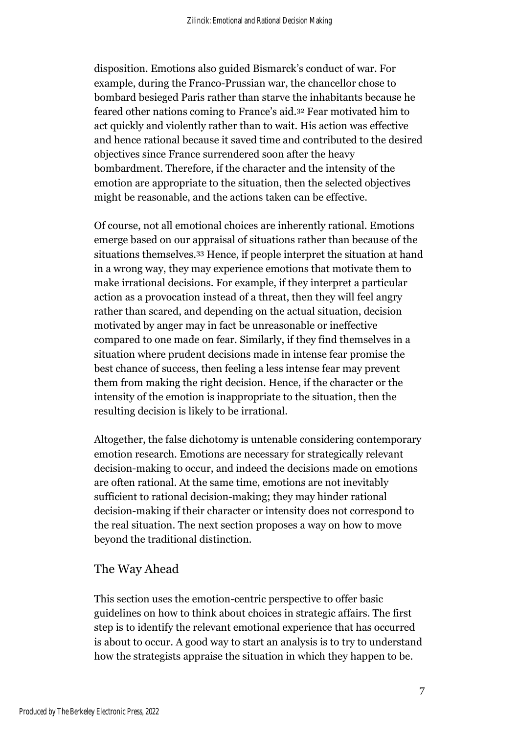disposition. Emotions also guided Bismarck's conduct of war. For example, during the Franco-Prussian war, the chancellor chose to bombard besieged Paris rather than starve the inhabitants because he feared other nations coming to France's aid.[32] Fear motivated him to act quickly and violently rather than to wait. His action was effective and hence rational because it saved time and contributed to the desired objectives since France surrendered soon after the heavy bombardment. Therefore, if the character and the intensity of the emotion are appropriate to the situation, then the selected objectives might be reasonable, and the actions taken can be effective.

Of course, not all emotional choices are inherently rational. Emotions emerge based on our appraisal of situations rather than because of the situations themselves.[33] Hence, if people interpret the situation at hand in a wrong way, they may experience emotions that motivate them to make irrational decisions. For example, if they interpret a particular action as a provocation instead of a threat, then they will feel angry rather than scared, and depending on the actual situation, decision motivated by anger may in fact be unreasonable or ineffective compared to one made on fear. Similarly, if they find themselves in a situation where prudent decisions made in intense fear promise the best chance of success, then feeling a less intense fear may prevent them from making the right decision. Hence, if the character or the intensity of the emotion is inappropriate to the situation, then the resulting decision is likely to be irrational.

Altogether, the false dichotomy is untenable considering contemporary emotion research. Emotions are necessary for strategically relevant decision-making to occur, and indeed the decisions made on emotions are often rational. At the same time, emotions are not inevitably sufficient to rational decision-making; they may hinder rational decision-making if their character or intensity does not correspond to the real situation. The next section proposes a way on how to move beyond the traditional distinction.

## The Way Ahead

This section uses the emotion-centric perspective to offer basic guidelines on how to think about choices in strategic affairs. The first step is to identify the relevant emotional experience that has occurred is about to occur. A good way to start an analysis is to try to understand how the strategists appraise the situation in which they happen to be.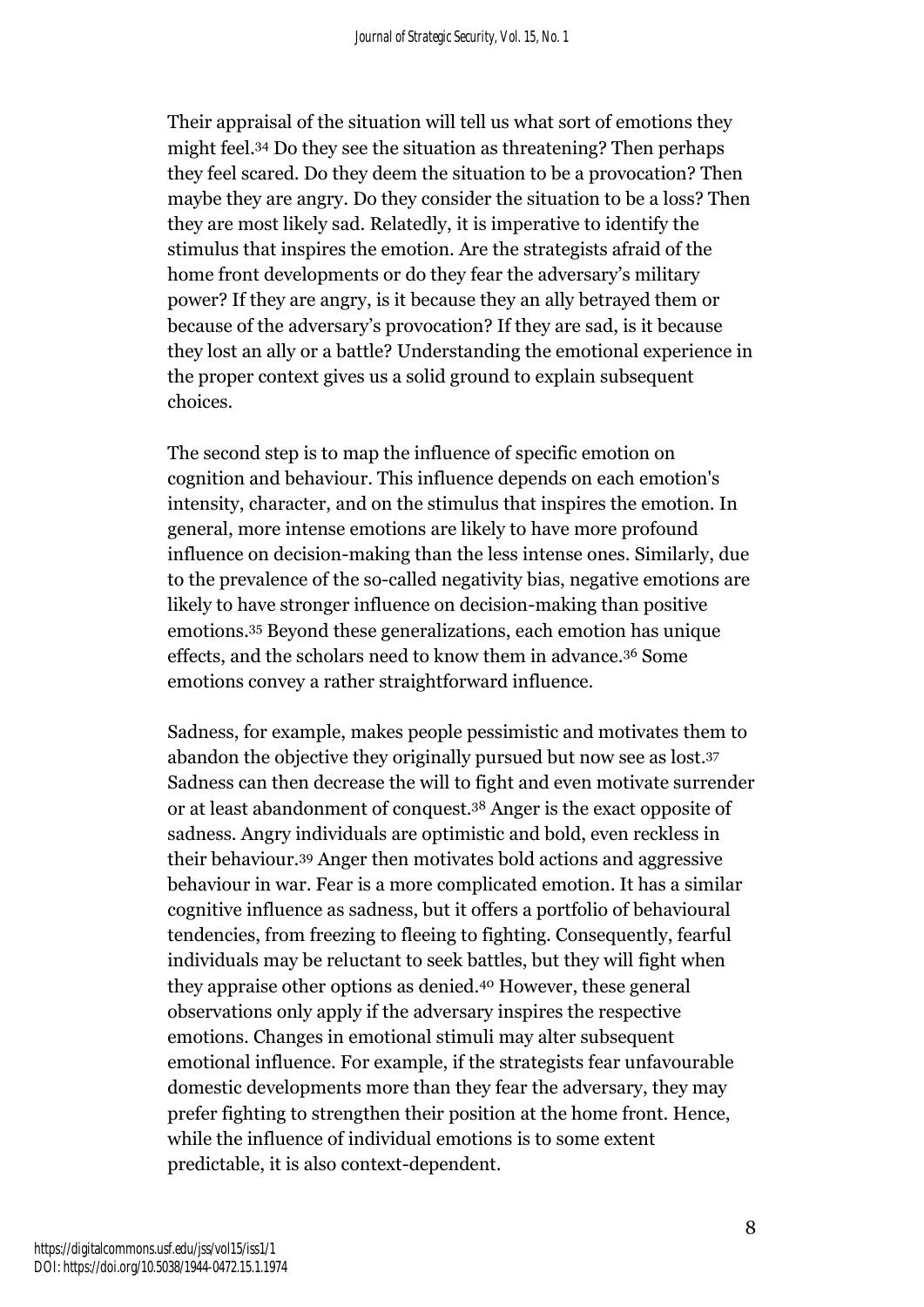Their appraisal of the situation will tell us what sort of emotions they might feel.[34] Do they see the situation as threatening? Then perhaps they feel scared. Do they deem the situation to be a provocation? Then maybe they are angry. Do they consider the situation to be a loss? Then they are most likely sad. Relatedly, it is imperative to identify the stimulus that inspires the emotion. Are the strategists afraid of the home front developments or do they fear the adversary's military power? If they are angry, is it because they an ally betrayed them or because of the adversary's provocation? If they are sad, is it because they lost an ally or a battle? Understanding the emotional experience in the proper context gives us a solid ground to explain subsequent choices.

The second step is to map the influence of specific emotion on cognition and behaviour. This influence depends on each emotion's intensity, character, and on the stimulus that inspires the emotion. In general, more intense emotions are likely to have more profound influence on decision-making than the less intense ones. Similarly, due to the prevalence of the so-called negativity bias, negative emotions are likely to have stronger influence on decision-making than positive emotions.[35] Beyond these generalizations, each emotion has unique effects, and the scholars need to know them in advance.[36] Some emotions convey a rather straightforward influence.

Sadness, for example, makes people pessimistic and motivates them to abandon the objective they originally pursued but now see as lost.[37] Sadness can then decrease the will to fight and even motivate surrender or at least abandonment of conquest.[38] Anger is the exact opposite of sadness. Angry individuals are optimistic and bold, even reckless in their behaviour.[39] Anger then motivates bold actions and aggressive behaviour in war. Fear is a more complicated emotion. It has a similar cognitive influence as sadness, but it offers a portfolio of behavioural tendencies, from freezing to fleeing to fighting. Consequently, fearful individuals may be reluctant to seek battles, but they will fight when they appraise other options as denied.[40] However, these general observations only apply if the adversary inspires the respective emotions. Changes in emotional stimuli may alter subsequent emotional influence. For example, if the strategists fear unfavourable domestic developments more than they fear the adversary, they may prefer fighting to strengthen their position at the home front. Hence, while the influence of individual emotions is to some extent predictable, it is also context-dependent.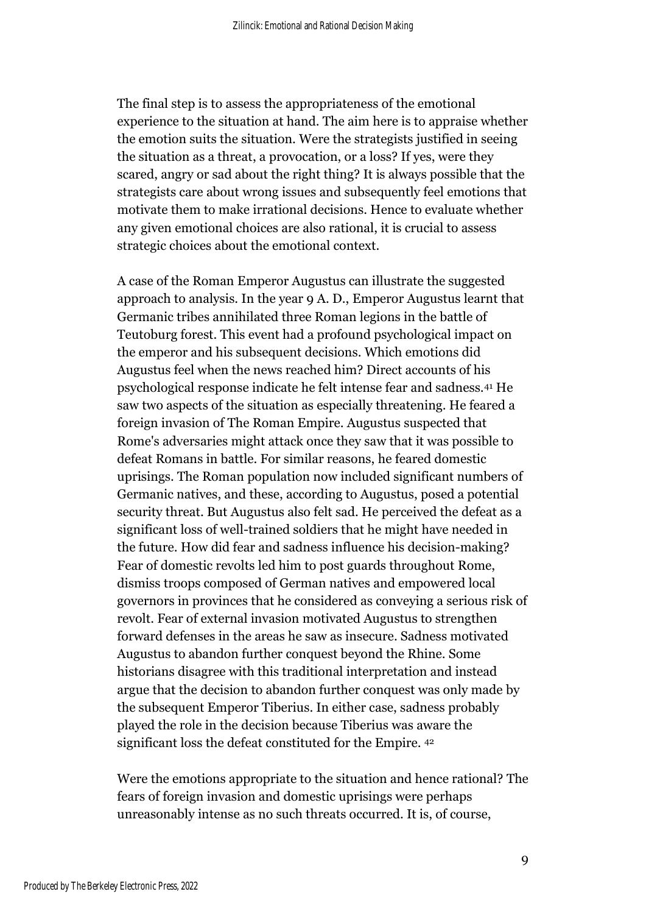The final step is to assess the appropriateness of the emotional experience to the situation at hand. The aim here is to appraise whether the emotion suits the situation. Were the strategists justified in seeing the situation as a threat, a provocation, or a loss? If yes, were they scared, angry or sad about the right thing? It is always possible that the strategists care about wrong issues and subsequently feel emotions that motivate them to make irrational decisions. Hence to evaluate whether any given emotional choices are also rational, it is crucial to assess strategic choices about the emotional context.

A case of the Roman Emperor Augustus can illustrate the suggested approach to analysis. In the year 9 A. D., Emperor Augustus learnt that Germanic tribes annihilated three Roman legions in the battle of Teutoburg forest. This event had a profound psychological impact on the emperor and his subsequent decisions. Which emotions did Augustus feel when the news reached him? Direct accounts of his psychological response indicate he felt intense fear and sadness.[41] He saw two aspects of the situation as especially threatening. He feared a foreign invasion of The Roman Empire. Augustus suspected that Rome's adversaries might attack once they saw that it was possible to defeat Romans in battle. For similar reasons, he feared domestic uprisings. The Roman population now included significant numbers of Germanic natives, and these, according to Augustus, posed a potential security threat. But Augustus also felt sad. He perceived the defeat as a significant loss of well-trained soldiers that he might have needed in the future. How did fear and sadness influence his decision-making? Fear of domestic revolts led him to post guards throughout Rome, dismiss troops composed of German natives and empowered local governors in provinces that he considered as conveying a serious risk of revolt. Fear of external invasion motivated Augustus to strengthen forward defenses in the areas he saw as insecure. Sadness motivated Augustus to abandon further conquest beyond the Rhine. Some historians disagree with this traditional interpretation and instead argue that the decision to abandon further conquest was only made by the subsequent Emperor Tiberius. In either case, sadness probably played the role in the decision because Tiberius was aware the significant loss the defeat constituted for the Empire. [42]

Were the emotions appropriate to the situation and hence rational? The fears of foreign invasion and domestic uprisings were perhaps unreasonably intense as no such threats occurred. It is, of course,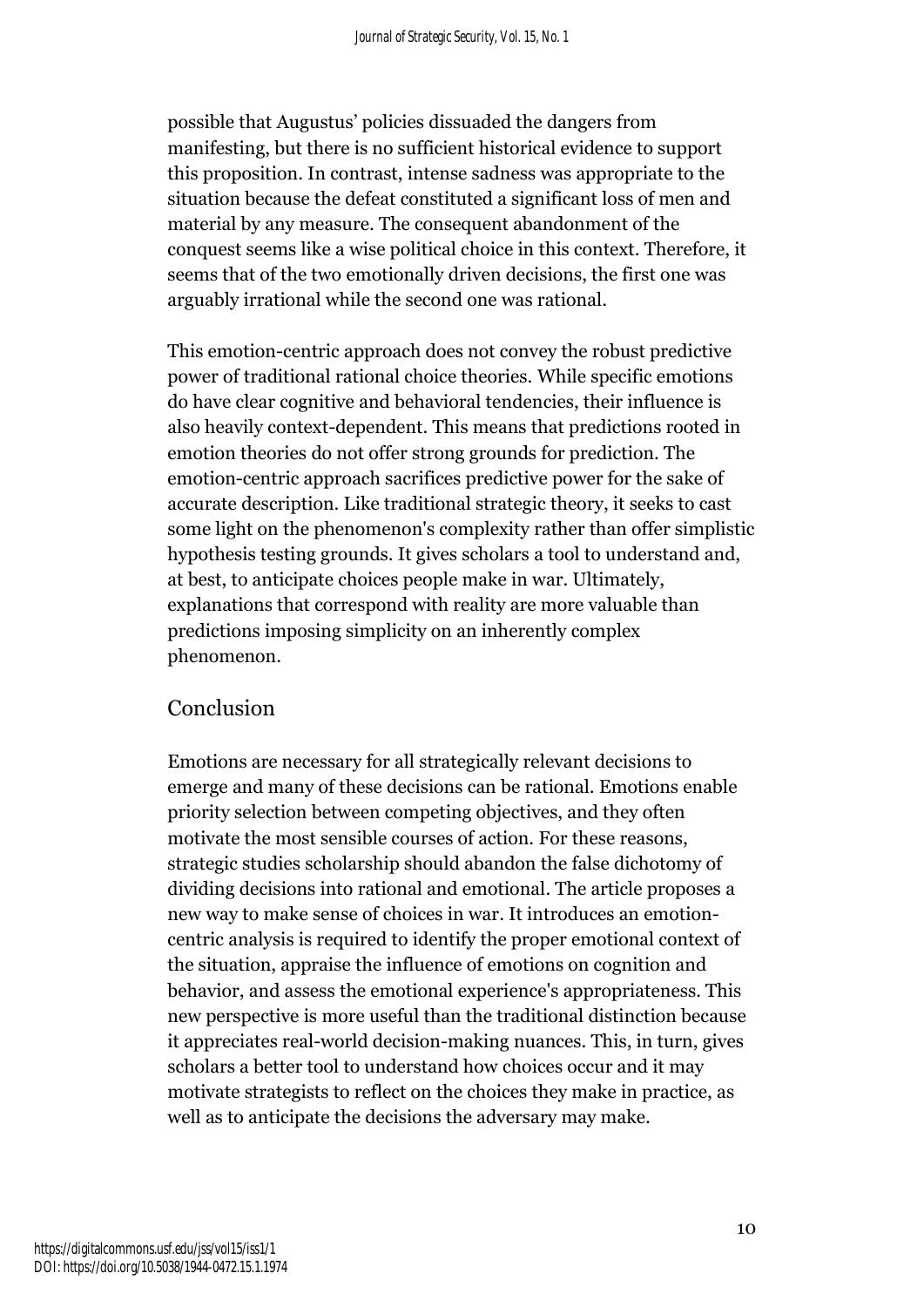possible that Augustus' policies dissuaded the dangers from manifesting, but there is no sufficient historical evidence to support this proposition. In contrast, intense sadness was appropriate to the situation because the defeat constituted a significant loss of men and material by any measure. The consequent abandonment of the conquest seems like a wise political choice in this context. Therefore, it seems that of the two emotionally driven decisions, the first one was arguably irrational while the second one was rational.

This emotion-centric approach does not convey the robust predictive power of traditional rational choice theories. While specific emotions do have clear cognitive and behavioral tendencies, their influence is also heavily context-dependent. This means that predictions rooted in emotion theories do not offer strong grounds for prediction. The emotion-centric approach sacrifices predictive power for the sake of accurate description. Like traditional strategic theory, it seeks to cast some light on the phenomenon's complexity rather than offer simplistic hypothesis testing grounds. It gives scholars a tool to understand and, at best, to anticipate choices people make in war. Ultimately, explanations that correspond with reality are more valuable than predictions imposing simplicity on an inherently complex phenomenon.

## Conclusion

Emotions are necessary for all strategically relevant decisions to emerge and many of these decisions can be rational. Emotions enable priority selection between competing objectives, and they often motivate the most sensible courses of action. For these reasons, strategic studies scholarship should abandon the false dichotomy of dividing decisions into rational and emotional. The article proposes a new way to make sense of choices in war. It introduces an emotion-centric analysis is required to identify the proper emotional context of the situation, appraise the influence of emotions on cognition and behavior, and assess the emotional experience's appropriateness. This new perspective is more useful than the traditional distinction because it appreciates real-world decision-making nuances. This, in turn, gives scholars a better tool to understand how choices occur and it may motivate strategists to reflect on the choices they make in practice, as well as to anticipate the decisions the adversary may make.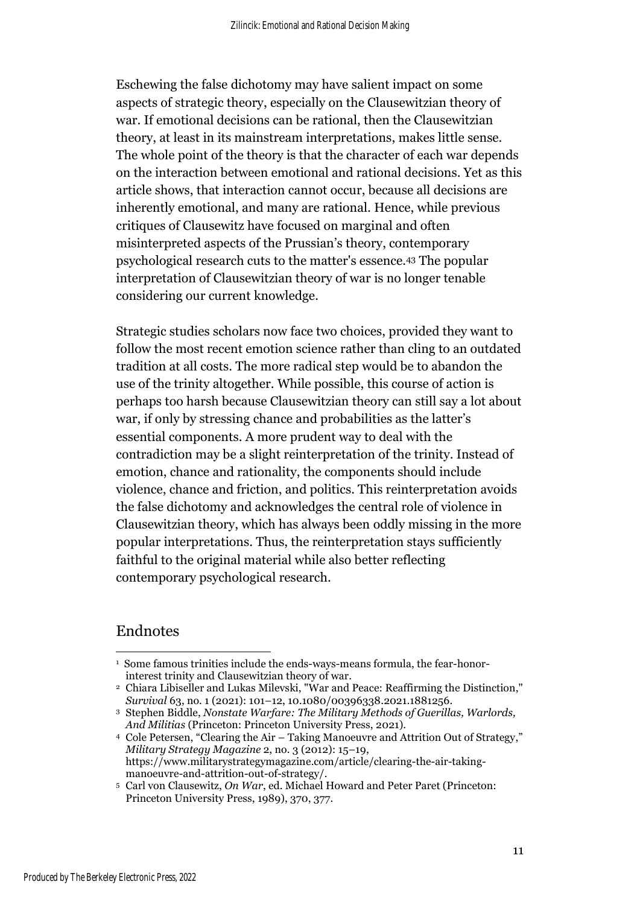Eschewing the false dichotomy may have salient impact on some aspects of strategic theory, especially on the Clausewitzian theory of war. If emotional decisions can be rational, then the Clausewitzian theory, at least in its mainstream interpretations, makes little sense. The whole point of the theory is that the character of each war depends on the interaction between emotional and rational decisions. Yet as this article shows, that interaction cannot occur, because all decisions are inherently emotional, and many are rational. Hence, while previous critiques of Clausewitz have focused on marginal and often misinterpreted aspects of the Prussian's theory, contemporary psychological research cuts to the matter's essence.[43] The popular interpretation of Clausewitzian theory of war is no longer tenable considering our current knowledge.

Strategic studies scholars now face two choices, provided they want to follow the most recent emotion science rather than cling to an outdated tradition at all costs. The more radical step would be to abandon the use of the trinity altogether. While possible, this course of action is perhaps too harsh because Clausewitzian theory can still say a lot about war, if only by stressing chance and probabilities as the latter's essential components. A more prudent way to deal with the contradiction may be a slight reinterpretation of the trinity. Instead of emotion, chance and rationality, the components should include violence, chance and friction, and politics. This reinterpretation avoids the false dichotomy and acknowledges the central role of violence in Clausewitzian theory, which has always been oddly missing in the more popular interpretations. Thus, the reinterpretation stays sufficiently faithful to the original material while also better reflecting contemporary psychological research.

## Endnotes

1. Some famous trinities include the ends-ways-means formula, the fear-honor-interest trinity and Clausewitzian theory of war.
2. Chiara Libiseller and Lukas Milevski, "War and Peace: Reaffirming the Distinction," *Survival* 63, no. 1 (2021): 101–12, 10.1080/00396338.2021.1881256.
3. Stephen Biddle, *Nonstate Warfare: The Military Methods of Guerillas, Warlords, And Militias* (Princeton: Princeton University Press, 2021).
4. Cole Petersen, "Clearing the Air – Taking Manoeuvre and Attrition Out of Strategy," *Military Strategy Magazine* 2, no. 3 (2012): 15–19, https://www.militarystrategymagazine.com/article/clearing-the-air-taking-manoeuvre-and-attrition-out-of-strategy/.
5. Carl von Clausewitz, *On War*, ed. Michael Howard and Peter Paret (Princeton: Princeton University Press, 1989), 370, 377.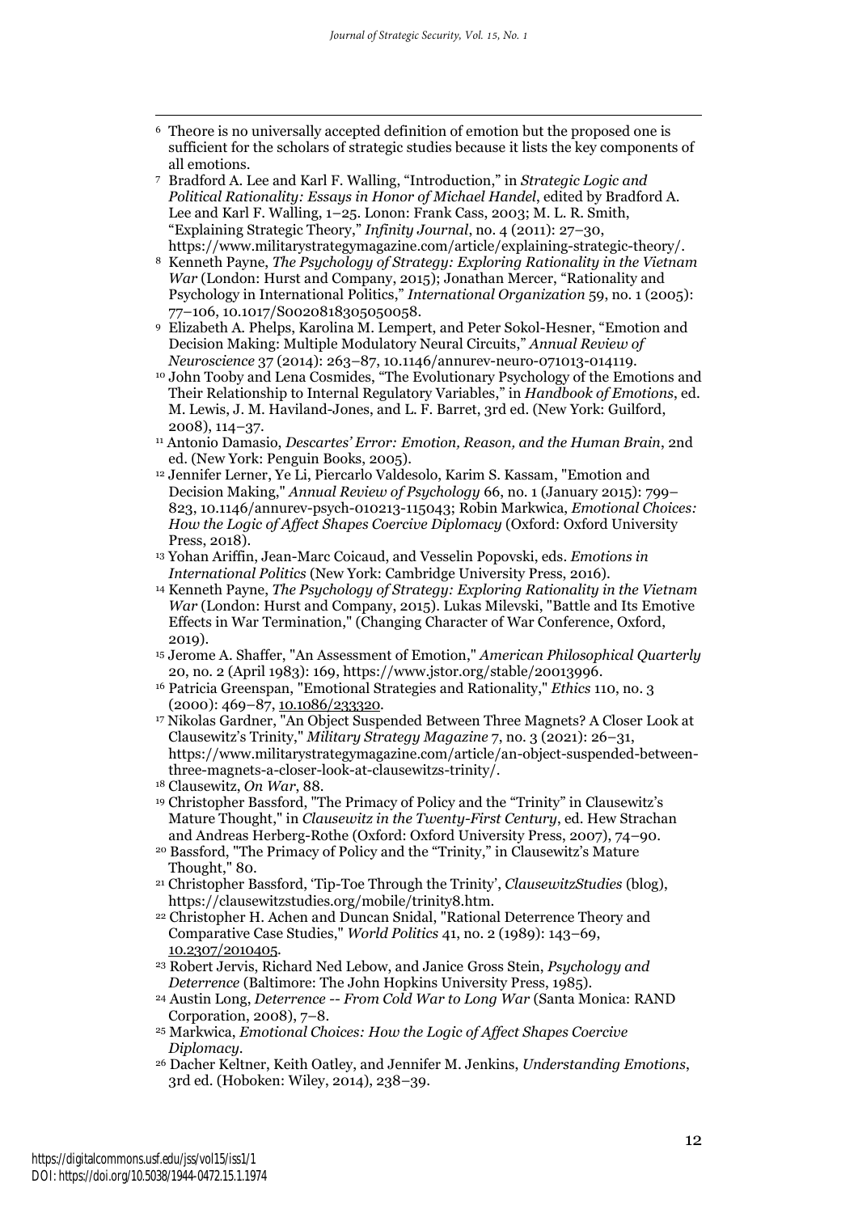[6] Theore is no universally accepted definition of emotion but the proposed one is sufficient for the scholars of strategic studies because it lists the key components of all emotions.

[7] Bradford A. Lee and Karl F. Walling, "Introduction," in *Strategic Logic and Political Rationality: Essays in Honor of Michael Handel*, edited by Bradford A. Lee and Karl F. Walling, 1–25. Lonon: Frank Cass, 2003; M. L. R. Smith, "Explaining Strategic Theory," *Infinity Journal*, no. 4 (2011): 27–30, https://www.militarystrategymagazine.com/article/explaining-strategic-theory/.

[8] Kenneth Payne, *The Psychology of Strategy: Exploring Rationality in the Vietnam War* (London: Hurst and Company, 2015); Jonathan Mercer, "Rationality and Psychology in International Politics," *International Organization* 59, no. 1 (2005): 77–106, 10.1017/S0020818305050058.

[9] Elizabeth A. Phelps, Karolina M. Lempert, and Peter Sokol-Hesner, "Emotion and Decision Making: Multiple Modulatory Neural Circuits," *Annual Review of Neuroscience* 37 (2014): 263–87, 10.1146/annurev-neuro-071013-014119.

[10] John Tooby and Lena Cosmides, "The Evolutionary Psychology of the Emotions and Their Relationship to Internal Regulatory Variables," in *Handbook of Emotions*, ed. M. Lewis, J. M. Haviland-Jones, and L. F. Barret, 3rd ed. (New York: Guilford, 2008), 114–37.

[11] Antonio Damasio, *Descartes' Error: Emotion, Reason, and the Human Brain*, 2nd ed. (New York: Penguin Books, 2005).

[12] Jennifer Lerner, Ye Li, Piercarlo Valdesolo, Karim S. Kassam, "Emotion and Decision Making," *Annual Review of Psychology* 66, no. 1 (January 2015): 799–823, 10.1146/annurev-psych-010213-115043; Robin Markwica, *Emotional Choices: How the Logic of Affect Shapes Coercive Diplomacy* (Oxford: Oxford University Press, 2018).

[13] Yohan Ariffin, Jean-Marc Coicaud, and Vesselin Popovski, eds. *Emotions in International Politics* (New York: Cambridge University Press, 2016).

[14] Kenneth Payne, *The Psychology of Strategy: Exploring Rationality in the Vietnam War* (London: Hurst and Company, 2015). Lukas Milevski, "Battle and Its Emotive Effects in War Termination," (Changing Character of War Conference, Oxford, 2019).

[15] Jerome A. Shaffer, "An Assessment of Emotion," *American Philosophical Quarterly* 20, no. 2 (April 1983): 169, https://www.jstor.org/stable/20013996.

[16] Patricia Greenspan, "Emotional Strategies and Rationality," *Ethics* 110, no. 3 (2000): 469–87, 10.1086/233320.

[17] Nikolas Gardner, "An Object Suspended Between Three Magnets? A Closer Look at Clausewitz's Trinity," *Military Strategy Magazine* 7, no. 3 (2021): 26–31, https://www.militarystrategymagazine.com/article/an-object-suspended-between-three-magnets-a-closer-look-at-clausewitzs-trinity/.

[18] Clausewitz, *On War*, 88.

[19] Christopher Bassford, "The Primacy of Policy and the "Trinity" in Clausewitz's Mature Thought," in *Clausewitz in the Twenty-First Century*, ed. Hew Strachan and Andreas Herberg-Rothe (Oxford: Oxford University Press, 2007), 74–90.

[20] Bassford, "The Primacy of Policy and the "Trinity," in Clausewitz's Mature Thought," 80.

[21] Christopher Bassford, 'Tip-Toe Through the Trinity', *ClausewitzStudies* (blog), https://clausewitzstudies.org/mobile/trinity8.htm.

[22] Christopher H. Achen and Duncan Snidal, "Rational Deterrence Theory and Comparative Case Studies," *World Politics* 41, no. 2 (1989): 143–69, 10.2307/2010405.

[23] Robert Jervis, Richard Ned Lebow, and Janice Gross Stein, *Psychology and Deterrence* (Baltimore: The John Hopkins University Press, 1985).

[24] Austin Long, *Deterrence -- From Cold War to Long War* (Santa Monica: RAND Corporation, 2008), 7–8.

[25] Markwica, *Emotional Choices: How the Logic of Affect Shapes Coercive Diplomacy*.

[26] Dacher Keltner, Keith Oatley, and Jennifer M. Jenkins, *Understanding Emotions*, 3rd ed. (Hoboken: Wiley, 2014), 238–39.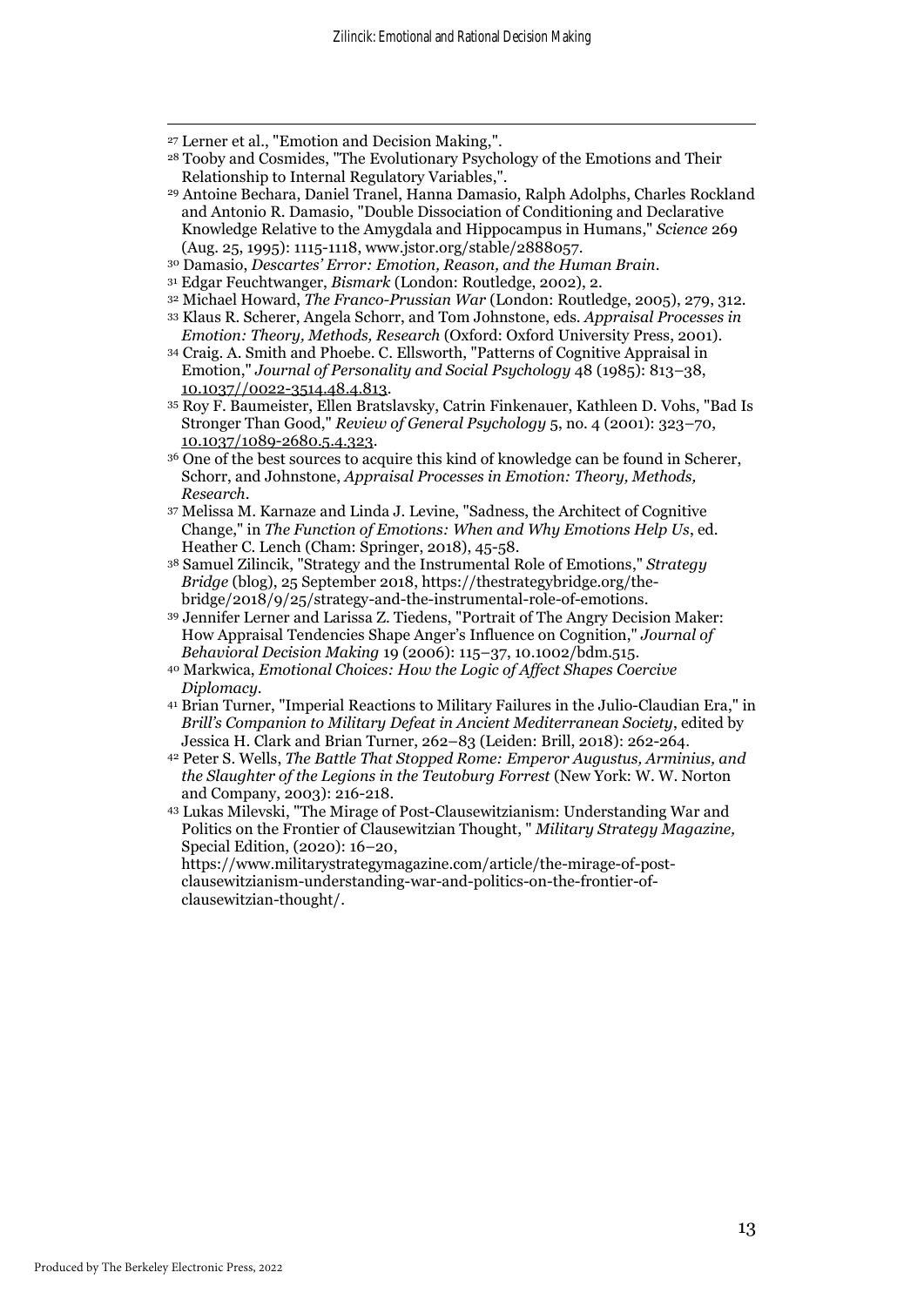[27] Lerner et al., "Emotion and Decision Making,".

[28] Tooby and Cosmides, "The Evolutionary Psychology of the Emotions and Their Relationship to Internal Regulatory Variables,".

[29] Antoine Bechara, Daniel Tranel, Hanna Damasio, Ralph Adolphs, Charles Rockland and Antonio R. Damasio, "Double Dissociation of Conditioning and Declarative Knowledge Relative to the Amygdala and Hippocampus in Humans," *Science* 269 (Aug. 25, 1995): 1115-1118, www.jstor.org/stable/2888057.

[30] Damasio, *Descartes' Error: Emotion, Reason, and the Human Brain*.

[31] Edgar Feuchtwanger, *Bismark* (London: Routledge, 2002), 2.

[32] Michael Howard, *The Franco-Prussian War* (London: Routledge, 2005), 279, 312.

[33] Klaus R. Scherer, Angela Schorr, and Tom Johnstone, eds. *Appraisal Processes in Emotion: Theory, Methods, Research* (Oxford: Oxford University Press, 2001).

[34] Craig. A. Smith and Phoebe. C. Ellsworth, "Patterns of Cognitive Appraisal in Emotion," *Journal of Personality and Social Psychology* 48 (1985): 813–38, 10.1037//0022-3514.48.4.813.

[35] Roy F. Baumeister, Ellen Bratslavsky, Catrin Finkenauer, Kathleen D. Vohs, "Bad Is Stronger Than Good," *Review of General Psychology* 5, no. 4 (2001): 323–70, 10.1037/1089-2680.5.4.323.

[36] One of the best sources to acquire this kind of knowledge can be found in Scherer, Schorr, and Johnstone, *Appraisal Processes in Emotion: Theory, Methods, Research*.

[37] Melissa M. Karnaze and Linda J. Levine, "Sadness, the Architect of Cognitive Change," in *The Function of Emotions: When and Why Emotions Help Us*, ed. Heather C. Lench (Cham: Springer, 2018), 45-58.

[38] Samuel Zilincik, "Strategy and the Instrumental Role of Emotions," *Strategy Bridge* (blog), 25 September 2018, https://thestrategybridge.org/the-bridge/2018/9/25/strategy-and-the-instrumental-role-of-emotions.

[39] Jennifer Lerner and Larissa Z. Tiedens, "Portrait of The Angry Decision Maker: How Appraisal Tendencies Shape Anger's Influence on Cognition," *Journal of Behavioral Decision Making* 19 (2006): 115–37, 10.1002/bdm.515.

[40] Markwica, *Emotional Choices: How the Logic of Affect Shapes Coercive Diplomacy*.

[41] Brian Turner, "Imperial Reactions to Military Failures in the Julio-Claudian Era," in *Brill's Companion to Military Defeat in Ancient Mediterranean Society*, edited by Jessica H. Clark and Brian Turner, 262–83 (Leiden: Brill, 2018): 262-264.

[42] Peter S. Wells, *The Battle That Stopped Rome: Emperor Augustus, Arminius, and the Slaughter of the Legions in the Teutoburg Forrest* (New York: W. W. Norton and Company, 2003): 216-218.

[43] Lukas Milevski, "The Mirage of Post-Clausewitzianism: Understanding War and Politics on the Frontier of Clausewitzian Thought, " *Military Strategy Magazine,* Special Edition, (2020): 16–20, https://www.militarystrategymagazine.com/article/the-mirage-of-post-clausewitzianism-understanding-war-and-politics-on-the-frontier-of-clausewitzian-thought/.